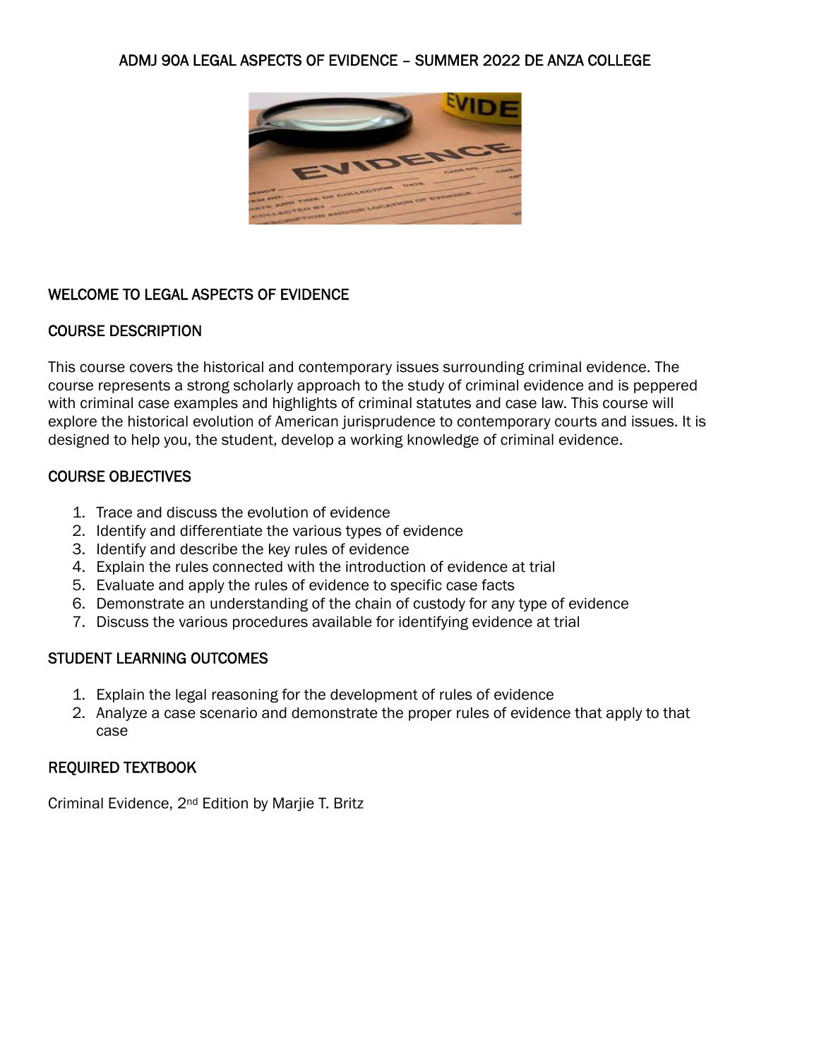# ADMJ 90A LEGAL ASPECTS OF EVIDENCE – SUMMER 2022 DE ANZA COLLEGE

## WELCOME TO LEGAL ASPECTS OF EVIDENCE

## COURSE DESCRIPTION

This course covers the historical and contemporary issues surrounding criminal evidence. The course represents a strong scholarly approach to the study of criminal evidence and is peppered with criminal case examples and highlights of criminal statutes and case law. This course will explore the historical evolution of American jurisprudence to contemporary courts and issues. It is designed to help you, the student, develop a working knowledge of criminal evidence.

## COURSE OBJECTIVES

1. Trace and discuss the evolution of evidence
2. Identify and differentiate the various types of evidence
3. Identify and describe the key rules of evidence
4. Explain the rules connected with the introduction of evidence at trial
5. Evaluate and apply the rules of evidence to specific case facts
6. Demonstrate an understanding of the chain of custody for any type of evidence
7. Discuss the various procedures available for identifying evidence at trial

## STUDENT LEARNING OUTCOMES

1. Explain the legal reasoning for the development of rules of evidence
2. Analyze a case scenario and demonstrate the proper rules of evidence that apply to that case

## REQUIRED TEXTBOOK

Criminal Evidence, 2nd Edition by Marjie T. Britz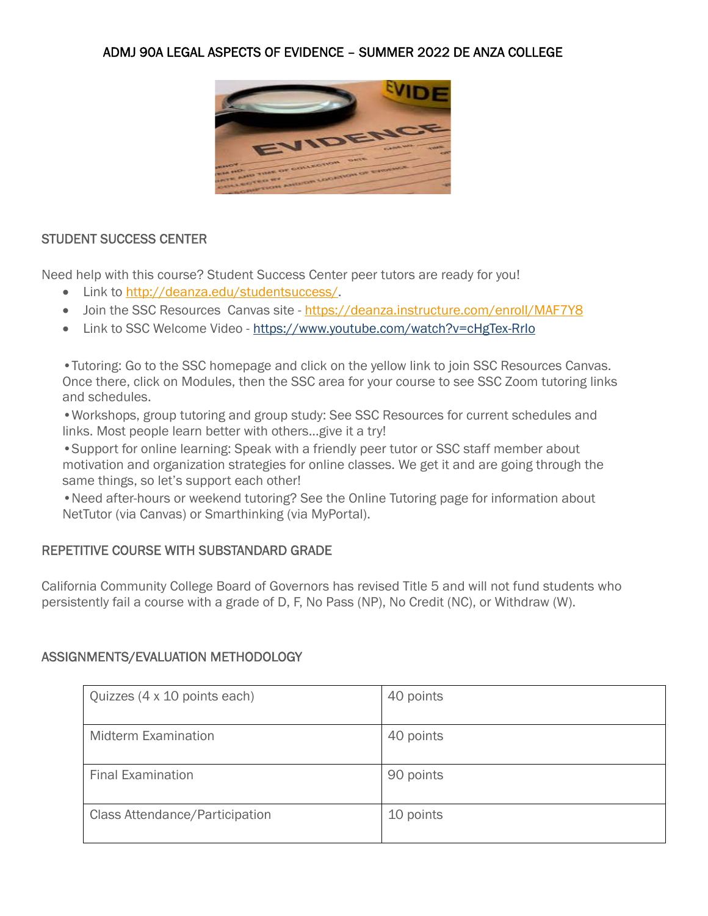ADMJ 90A LEGAL ASPECTS OF EVIDENCE – SUMMER 2022 DE ANZA COLLEGE

## STUDENT SUCCESS CENTER

Need help with this course? Student Success Center peer tutors are ready for you!

- Link to http://deanza.edu/studentsuccess/.
- Join the SSC Resources Canvas site - https://deanza.instructure.com/enroll/MAF7Y8
- Link to SSC Welcome Video - https://www.youtube.com/watch?v=cHgTex-RrIo

•Tutoring: Go to the SSC homepage and click on the yellow link to join SSC Resources Canvas. Once there, click on Modules, then the SSC area for your course to see SSC Zoom tutoring links and schedules.

•Workshops, group tutoring and group study: See SSC Resources for current schedules and links. Most people learn better with others...give it a try!

•Support for online learning: Speak with a friendly peer tutor or SSC staff member about motivation and organization strategies for online classes. We get it and are going through the same things, so let's support each other!

•Need after-hours or weekend tutoring? See the Online Tutoring page for information about NetTutor (via Canvas) or Smarthinking (via MyPortal).

## REPETITIVE COURSE WITH SUBSTANDARD GRADE

California Community College Board of Governors has revised Title 5 and will not fund students who persistently fail a course with a grade of D, F, No Pass (NP), No Credit (NC), or Withdraw (W).

## ASSIGNMENTS/EVALUATION METHODOLOGY

| Quizzes (4 x 10 points each) | 40 points |
|---|---|
| Midterm Examination | 40 points |
| Final Examination | 90 points |
| Class Attendance/Participation | 10 points |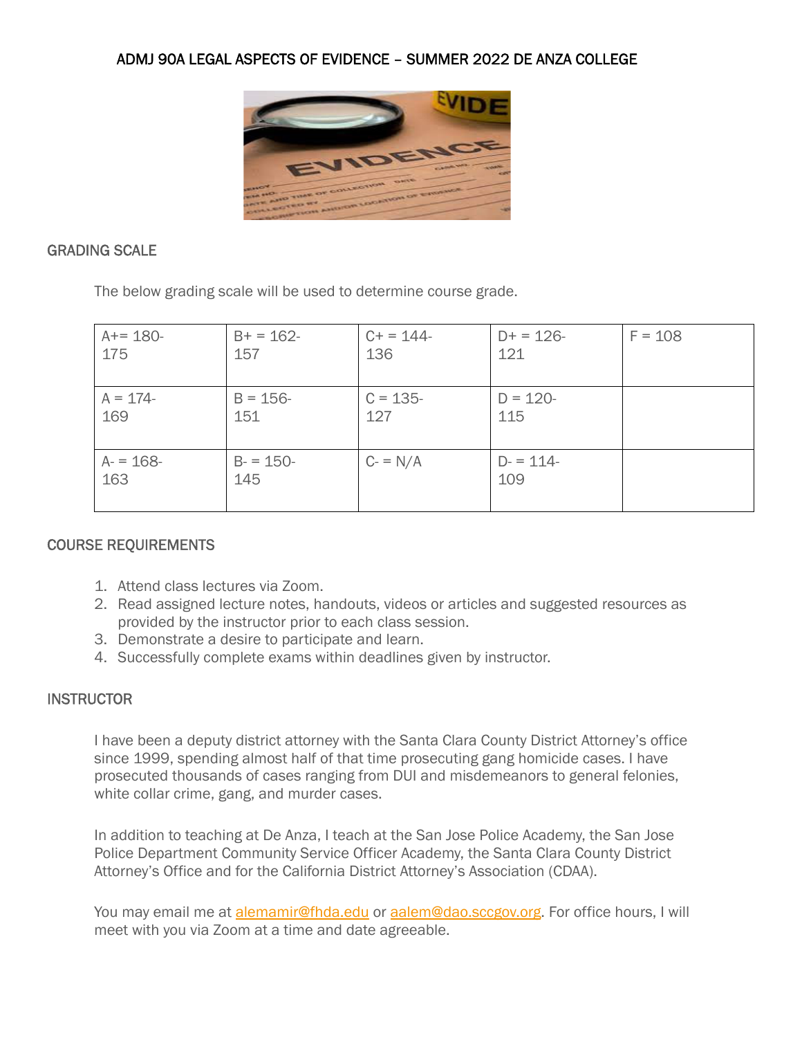# ADMJ 90A LEGAL ASPECTS OF EVIDENCE – SUMMER 2022 DE ANZA COLLEGE

## GRADING SCALE

The below grading scale will be used to determine course grade.

| | | | | |
|---|---|---|---|---|
| A+= 180-175 | B+ = 162-157 | C+ = 144-136 | D+ = 126-121 | F = 108 |
| A = 174-169 | B = 156-151 | C = 135-127 | D = 120-115 | |
| A- = 168-163 | B- = 150-145 | C- = N/A | D- = 114-109 | |

## COURSE REQUIREMENTS

1. Attend class lectures via Zoom.
2. Read assigned lecture notes, handouts, videos or articles and suggested resources as provided by the instructor prior to each class session.
3. Demonstrate a desire to participate and learn.
4. Successfully complete exams within deadlines given by instructor.

## INSTRUCTOR

I have been a deputy district attorney with the Santa Clara County District Attorney's office since 1999, spending almost half of that time prosecuting gang homicide cases. I have prosecuted thousands of cases ranging from DUI and misdemeanors to general felonies, white collar crime, gang, and murder cases.

In addition to teaching at De Anza, I teach at the San Jose Police Academy, the San Jose Police Department Community Service Officer Academy, the Santa Clara County District Attorney's Office and for the California District Attorney's Association (CDAA).

You may email me at alemamir@fhda.edu or aalem@dao.sccgov.org. For office hours, I will meet with you via Zoom at a time and date agreeable.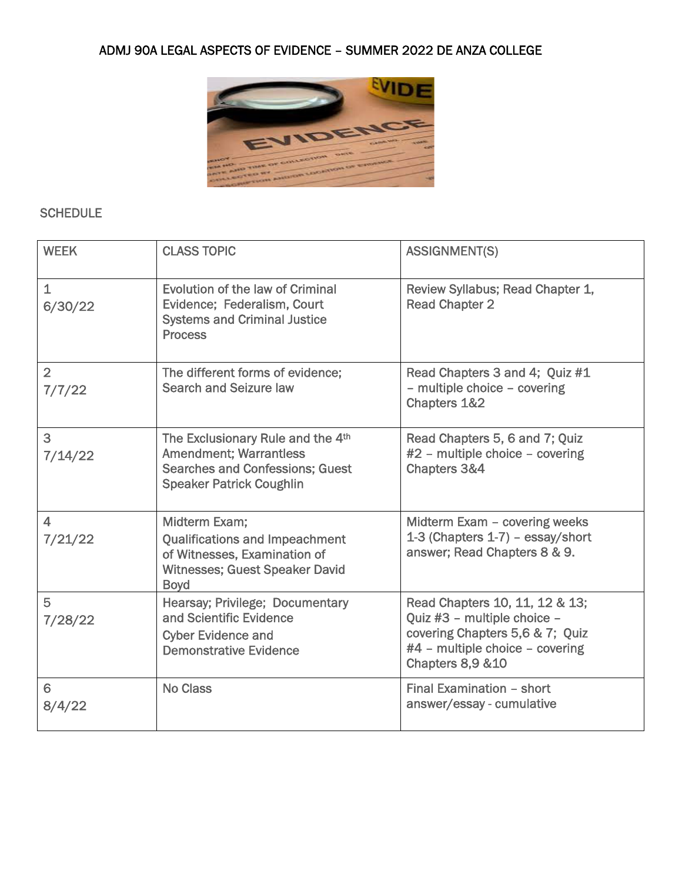# ADMJ 90A LEGAL ASPECTS OF EVIDENCE – SUMMER 2022 DE ANZA COLLEGE

SCHEDULE

| WEEK | CLASS TOPIC | ASSIGNMENT(S) |
|---|---|---|
| 1 6/30/22 | Evolution of the law of Criminal Evidence; Federalism, Court Systems and Criminal Justice Process | Review Syllabus; Read Chapter 1, Read Chapter 2 |
| 2 7/7/22 | The different forms of evidence; Search and Seizure law | Read Chapters 3 and 4; Quiz #1 – multiple choice – covering Chapters 1&2 |
| 3 7/14/22 | The Exclusionary Rule and the 4th Amendment; Warrantless Searches and Confessions; Guest Speaker Patrick Coughlin | Read Chapters 5, 6 and 7; Quiz #2 – multiple choice – covering Chapters 3&4 |
| 4 7/21/22 | Midterm Exam; Qualifications and Impeachment of Witnesses, Examination of Witnesses; Guest Speaker David Boyd | Midterm Exam – covering weeks 1-3 (Chapters 1-7) – essay/short answer; Read Chapters 8 & 9. |
| 5 7/28/22 | Hearsay; Privilege; Documentary and Scientific Evidence Cyber Evidence and Demonstrative Evidence | Read Chapters 10, 11, 12 & 13; Quiz #3 – multiple choice – covering Chapters 5,6 & 7; Quiz #4 – multiple choice – covering Chapters 8,9 &10 |
| 6 8/4/22 | No Class | Final Examination – short answer/essay - cumulative |